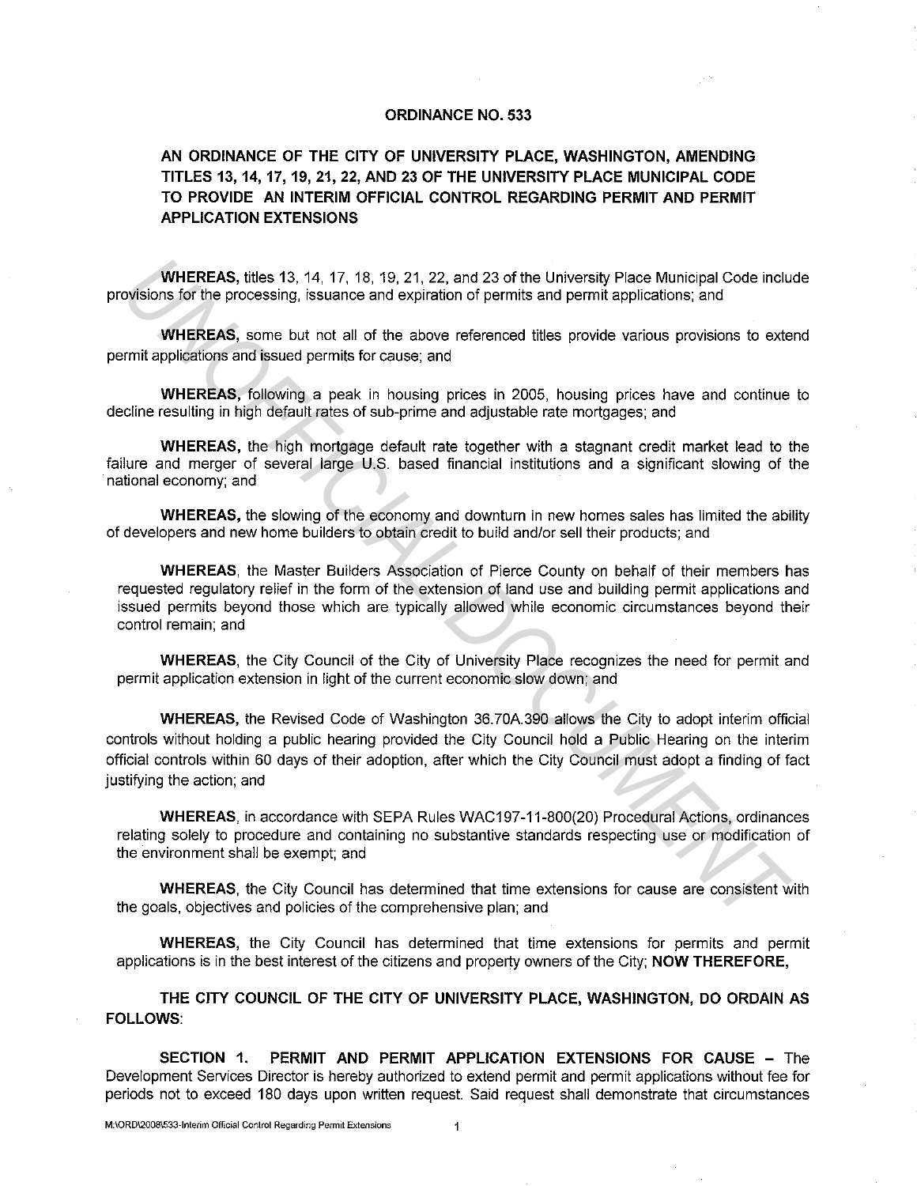# ORDINANCE NO. 533

## AN ORDINANCE OF THE CITY OF UNIVERSITY PLACE, WASHINGTON, AMENDING TITLES 13, 14, 17, 19, 21, 22, AND 23 OF THE UNIVERSITY PLACE MUNICIPAL CODE TO PROVIDE AN INTERIM OFFICIAL CONTROL REGARDING PERMIT AND PERMIT APPLICATION EXTENSIONS

**WHEREAS,** titles 13, 14, 17, 18, 19, 21, 22, and 23 of the University Place Municipal Code include provisions for the processing, issuance and expiration of permits and permit applications; and

**WHEREAS,** some but not all of the above referenced titles provide various provisions to extend permit applications and issued permits for cause; and

**WHEREAS,** following a peak in housing prices in 2005, housing prices have and continue to decline resulting in high default rates of sub-prime and adjustable rate mortgages; and

**WHEREAS,** the high mortgage default rate together with a stagnant credit market lead to the failure and merger of several large U.S. based financial institutions and a significant slowing of the national economy; and

**WHEREAS,** the slowing of the economy and downturn in new homes sales has limited the ability of developers and new home builders to obtain credit to build and/or sell their products; and

**WHEREAS**, the Master Builders Association of Pierce County on behalf of their members has requested regulatory relief in the form of the extension of land use and building permit applications and issued permits beyond those which are typically allowed while economic circumstances beyond their control remain; and

**WHEREAS**, the City Council of the City of University Place recognizes the need for permit and permit application extension in light of the current economic slow down; and

**WHEREAS,** the Revised Code of Washington 36.70A.390 allows the City to adopt interim official controls without holding a public hearing provided the City Council hold a Public Hearing on the interim official controls within 60 days of their adoption, after which the City Council must adopt a finding of fact justifying the action; and

**WHEREAS**, in accordance with SEPA Rules WAC197-11-800(20) Procedural Actions, ordinances relating solely to procedure and containing no substantive standards respecting use or modification of the environment shall be exempt; and

**WHEREAS**, the City Council has determined that time extensions for cause are consistent with the goals, objectives and policies of the comprehensive plan; and

**WHEREAS,** the City Council has determined that time extensions for permits and permit applications is in the best interest of the citizens and property owners of the City; **NOW THEREFORE,**

**THE CITY COUNCIL OF THE CITY OF UNIVERSITY PLACE, WASHINGTON, DO ORDAIN AS FOLLOWS:**

**SECTION 1. PERMIT AND PERMIT APPLICATION EXTENSIONS FOR CAUSE –** The Development Services Director is hereby authorized to extend permit and permit applications without fee for periods not to exceed 180 days upon written request. Said request shall demonstrate that circumstances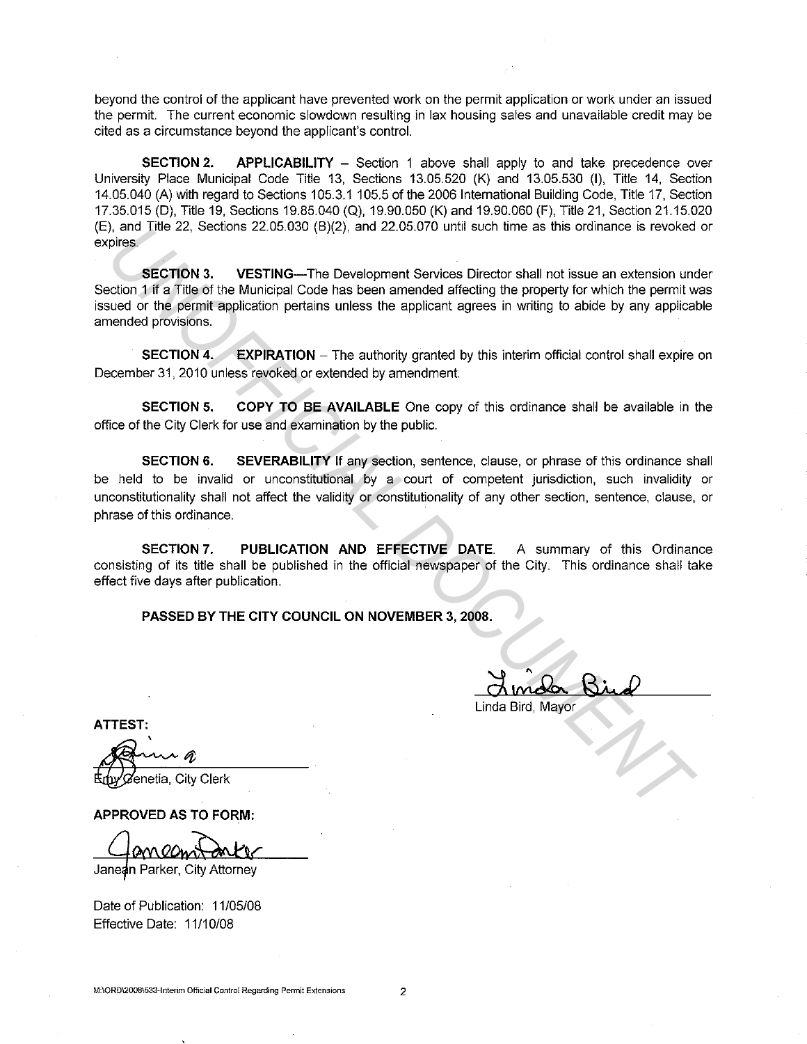beyond the control of the applicant have prevented work on the permit application or work under an issued the permit. The current economic slowdown resulting in lax housing sales and unavailable credit may be cited as a circumstance beyond the applicant's control.

**SECTION 2. APPLICABILITY** – Section 1 above shall apply to and take precedence over University Place Municipal Code Title 13, Sections 13.05.520 (K) and 13.05.530 (I), Title 14, Section 14.05.040 (A) with regard to Sections 105.3.1 105.5 of the 2006 International Building Code, Title 17, Section 17.35.015 (D), Title 19, Sections 19.85.040 (Q), 19.90.050 (K) and 19.90.060 (F), Title 21, Section 21.15.020 (E), and Title 22, Sections 22.05.030 (B)(2), and 22.05.070 until such time as this ordinance is revoked or expires.

**SECTION 3. VESTING**—The Development Services Director shall not issue an extension under Section 1 if a Title of the Municipal Code has been amended affecting the property for which the permit was issued or the permit application pertains unless the applicant agrees in writing to abide by any applicable amended provisions.

**SECTION 4. EXPIRATION** – The authority granted by this interim official control shall expire on December 31, 2010 unless revoked or extended by amendment.

**SECTION 5. COPY TO BE AVAILABLE** One copy of this ordinance shall be available in the office of the City Clerk for use and examination by the public.

**SECTION 6. SEVERABILITY** If any section, sentence, clause, or phrase of this ordinance shall be held to be invalid or unconstitutional by a court of competent jurisdiction, such invalidity or unconstitutionality shall not affect the validity or constitutionality of any other section, sentence, clause, or phrase of this ordinance.

**SECTION 7. PUBLICATION AND EFFECTIVE DATE.** A summary of this Ordinance consisting of its title shall be published in the official newspaper of the City. This ordinance shall take effect five days after publication.

**PASSED BY THE CITY COUNCIL ON NOVEMBER 3, 2008.**

Linda Bird, Mayor

**ATTEST:**

Emy Genetia, City Clerk

**APPROVED AS TO FORM:**

Janean Parker, City Attorney

Date of Publication: 11/05/08
Effective Date: 11/10/08

M:\ORD\2008\533-Interim Official Control Regarding Permit Extensions